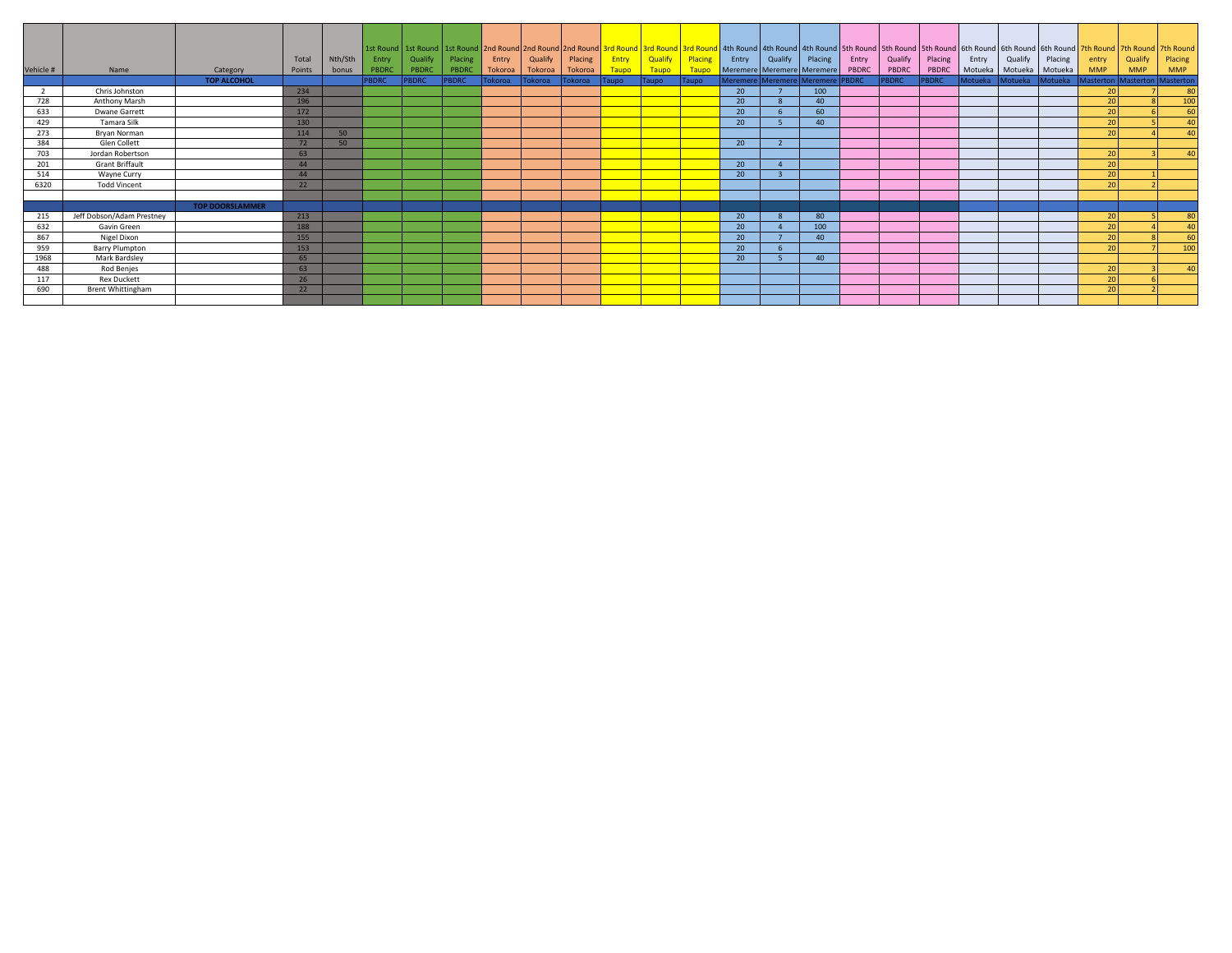| Vehicle # | Name | Category | Total Points | Nth/Sth bonus | 1st Round Entry PBDRC | 1st Round Qualify PBDRC | 1st Round Placing PBDRC | 2nd Round Entry Tokoroa | 2nd Round Qualify Tokoroa | 2nd Round Placing Tokoroa | 3rd Round Entry Taupo | 3rd Round Qualify Taupo | 3rd Round Placing Taupo | 4th Round Entry Meremere | 4th Round Qualify Meremere | 4th Round Placing Meremere | 5th Round Entry PBDRC | 5th Round Qualify PBDRC | 5th Round Placing PBDRC | 6th Round Entry Motueka | 6th Round Qualify Motueka | 6th Round Placing Motueka | 7th Round entry MMP | 7th Round Qualify MMP | 7th Round Placing MMP |
|---|---|---|---|---|---|---|---|---|---|---|---|---|---|---|---|---|---|---|---|---|---|---|---|---|---|
| | | | | | PBDRC | PBDRC | PBDRC | Tokoroa | Tokoroa | Tokoroa | Taupo | Taupo | Taupo | Meremere | Meremere | Meremere | PBDRC | PBDRC | PBDRC | Motueka | Motueka | Motueka | Masterton | Masterton | Masterton |
| | | **TOP ALCOHOL** | | | | | | | | | | | | | | | | | | | | | | | |
| 2 | Chris Johnston | | 234 | | | | | | | | | | | 20 | 7 | 100 | | | | | | | 20 | 7 | 80 |
| 728 | Anthony Marsh | | 196 | | | | | | | | | | | 20 | 8 | 40 | | | | | | | 20 | 8 | 100 |
| 633 | Dwane Garrett | | 172 | | | | | | | | | | | 20 | 6 | 60 | | | | | | | 20 | 6 | 60 |
| 429 | Tamara Silk | | 130 | | | | | | | | | | | 20 | 5 | 40 | | | | | | | 20 | 5 | 40 |
| 273 | Bryan Norman | | 114 | 50 | | | | | | | | | | | | | | | | | | | 20 | 4 | 40 |
| 384 | Glen Collett | | 72 | 50 | | | | | | | | | | 20 | 2 | | | | | | | | | | |
| 703 | Jordan Robertson | | 63 | | | | | | | | | | | | | | | | | | | | 20 | 3 | 40 |
| 201 | Grant Briffault | | 44 | | | | | | | | | | | 20 | 4 | | | | | | | | 20 | | |
| 514 | Wayne Curry | | 44 | | | | | | | | | | | 20 | 3 | | | | | | | | 20 | 1 | |
| 6320 | Todd Vincent | | 22 | | | | | | | | | | | | | | | | | | | | 20 | 2 | |
| | | | | | | | | | | | | | | | | | | | | | | | | | |
| | | **TOP DOORSLAMMER** | | | | | | | | | | | | | | | | | | | | | | | |
| 215 | Jeff Dobson/Adam Prestney | | 213 | | | | | | | | | | | 20 | 8 | 80 | | | | | | | 20 | 5 | 80 |
| 632 | Gavin Green | | 188 | | | | | | | | | | | 20 | 4 | 100 | | | | | | | 20 | 4 | 40 |
| 867 | Nigel Dixon | | 155 | | | | | | | | | | | 20 | 7 | 40 | | | | | | | 20 | 8 | 60 |
| 959 | Barry Plumpton | | 153 | | | | | | | | | | | 20 | 6 | | | | | | | | 20 | 7 | 100 |
| 1968 | Mark Bardsley | | 65 | | | | | | | | | | | 20 | 5 | 40 | | | | | | | | | |
| 488 | Rod Benjes | | 63 | | | | | | | | | | | | | | | | | | | | 20 | 3 | 40 |
| 117 | Rex Duckett | | 26 | | | | | | | | | | | | | | | | | | | | 20 | 6 | |
| 690 | Brent Whittingham | | 22 | | | | | | | | | | | | | | | | | | | | 20 | 2 | |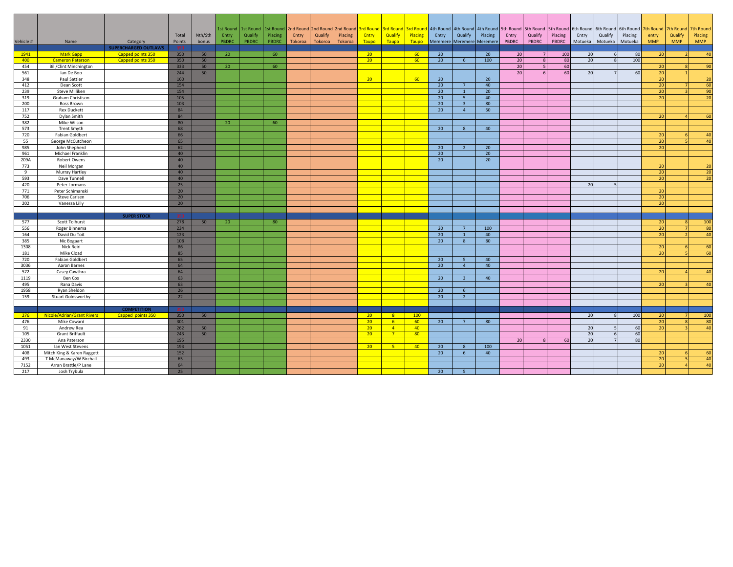| Vehicle # | Name | Category | Total Points | Nth/Sth bonus | 1st Round Entry PBDRC | 1st Round Qualify PBDRC | 1st Round Placing PBDRC | 2nd Round Entry Tokoroa | 2nd Round Qualify Tokoroa | 2nd Round Placing Tokoroa | 3rd Round Entry Taupo | 3rd Round Qualify Taupo | 3rd Round Placing Taupo | 4th Round Entry Meremere | 4th Round Qualify Meremere | 4th Round Placing Meremere | 5th Round Entry PBDRC | 5th Round Qualify PBDRC | 5th Round Placing PBDRC | 6th Round Entry Motueka | 6th Round Qualify Motueka | 6th Round Placing Motueka | 7th Round entry MMP | 7th Round Qualify MMP | 7th Round Placing MMP |
|---|---|---|---|---|---|---|---|---|---|---|---|---|---|---|---|---|---|---|---|---|---|---|---|---|---|
| | | **SUPERCHARGED OUTLAWS** | | | | | | | | | | | | | | | | | | | | | | | |
| 1941 | Mark Gapp | Capped points 350 | 350 | 50 | 20 | | 60 | | | | 20 | | 60 | 20 | | 20 | 20 | 7 | 100 | 20 | 6 | 80 | 20 | 2 | 40 |
| 400 | Cameron Paterson | Capped points 350 | 350 | 50 | | | | | | | 20 | | 60 | 20 | 6 | 100 | 20 | 8 | 80 | 20 | 8 | 100 | | | |
| 454 | Bill/Clint Minchington | | 333 | 50 | 20 | | 60 | | | | | | | | | | 20 | 5 | 60 | | | | 20 | 8 | 90 |
| 561 | Ian De Boo | | 244 | 50 | | | | | | | | | | | | | 20 | 6 | 60 | 20 | 7 | 60 | 20 | 1 | |
| 348 | Paul Sattler | | 160 | | | | | | | | 20 | | 60 | 20 | | 20 | | | | | | | 20 | | 20 |
| 412 | Dean Scott | | 154 | | | | | | | | | | | 20 | 7 | 40 | | | | | | | 20 | 7 | 60 |
| 239 | Steve Milliken | | 154 | | | | | | | | | | | 20 | 1 | 20 | | | | | | | 20 | 3 | 90 |
| 319 | Graham Christison | | 105 | | | | | | | | | | | 20 | 5 | 40 | | | | | | | 20 | | 20 |
| 200 | Ross Brown | | 103 | | | | | | | | | | | 20 | 3 | 80 | | | | | | | | | |
| 117 | Rex Duckett | | 84 | | | | | | | | | | | 20 | 4 | 60 | | | | | | | | | |
| 752 | Dylan Smith | | 84 | | | | | | | | | | | | | | | | | | | | 20 | 4 | 60 |
| 382 | Mike Wilson | | 80 | | 20 | | 60 | | | | | | | | | | | | | | | | | | |
| 573 | Trent Smyth | | 68 | | | | | | | | | | | 20 | 8 | 40 | | | | | | | | | |
| 720 | Fabian Goldbert | | 66 | | | | | | | | | | | | | | | | | | | | 20 | 6 | 40 |
| 55 | George McCutcheon | | 65 | | | | | | | | | | | | | | | | | | | | 20 | 5 | 40 |
| 985 | John Shepherd | | 62 | | | | | | | | | | | 20 | 2 | 20 | | | | | | | 20 | | |
| 961 | Michael Franklin | | 40 | | | | | | | | | | | 20 | | 20 | | | | | | | | | |
| 209A | Robert Owens | | 40 | | | | | | | | | | | 20 | | 20 | | | | | | | | | |
| 773 | Neil Morgan | | 40 | | | | | | | | | | | | | | | | | | | | 20 | | 20 |
| 9 | Murray Hartley | | 40 | | | | | | | | | | | | | | | | | | | | 20 | | 20 |
| 593 | Dave Tunnell | | 40 | | | | | | | | | | | | | | | | | | | | 20 | | 20 |
| 420 | Peter Lormans | | 25 | | | | | | | | | | | | | | | | | 20 | 5 | | | | |
| 771 | Peter Schimanski | | 20 | | | | | | | | | | | | | | | | | | | | 20 | | |
| 706 | Steve Carlsen | | 20 | | | | | | | | | | | | | | | | | | | | 20 | | |
| 202 | Vanessa Lilly | | 20 | | | | | | | | | | | | | | | | | | | | 20 | | |
| | | **SUPER STOCK** | | | | | | | | | | | | | | | | | | | | | | | |
| 577 | Scott Tolhurst | | 278 | 50 | 20 | | 80 | | | | | | | | | | | | | | | | 20 | 8 | 100 |
| 556 | Roger Binnema | | 234 | | | | | | | | | | | 20 | 7 | 100 | | | | | | | 20 | 7 | 80 |
| 164 | David Du Toit | | 123 | | | | | | | | | | | 20 | 1 | 40 | | | | | | | 20 | 2 | 40 |
| 385 | Nic Bogaart | | 108 | | | | | | | | | | | 20 | 8 | 80 | | | | | | | | | |
| 1308 | Nick Reiri | | 86 | | | | | | | | | | | | | | | | | | | | 20 | 6 | 60 |
| 181 | Mike Cload | | 85 | | | | | | | | | | | | | | | | | | | | 20 | 5 | 60 |
| 720 | Fabian Goldbert | | 65 | | | | | | | | | | | 20 | 5 | 40 | | | | | | | | | |
| 3036 | Aaron Barnes | | 64 | | | | | | | | | | | 20 | 4 | 40 | | | | | | | | | |
| 572 | Casey Cawthra | | 64 | | | | | | | | | | | | | | | | | | | | 20 | 4 | 40 |
| 1119 | Ben Cox | | 63 | | | | | | | | | | | 20 | 3 | 40 | | | | | | | | | |
| 495 | Rana Davis | | 63 | | | | | | | | | | | | | | | | | | | | 20 | 3 | 40 |
| 1958 | Ryan Sheldon | | 26 | | | | | | | | | | | 20 | 6 | | | | | | | | | | |
| 159 | Stuart Goldsworthy | | 22 | | | | | | | | | | | 20 | 2 | | | | | | | | | | |
| | | **COMPETITION** | | | | | | | | | | | | | | | | | | | | | | | |
| 276 | Nicole/Adrian/Grant Rivers | Capped points 350 | 350 | 50 | | | | | | | 20 | 8 | 100 | | | | | | | 20 | 8 | 100 | 20 | 7 | 100 |
| 476 | Mike Coward | | 301 | | | | | | | | 20 | 6 | 60 | 20 | 7 | 80 | | | | | | | 20 | 8 | 80 |
| 91 | Andrew Rea | | 262 | 50 | | | | | | | 20 | 4 | 40 | | | | | | | 20 | 5 | 60 | 20 | 3 | 40 |
| 105 | Grant Briffault | | 243 | 50 | | | | | | | 20 | 7 | 80 | | | | | | | 20 | 6 | 60 | | | |
| 2330 | Ana Paterson | | 195 | | | | | | | | | | | | | | 20 | 8 | 60 | 20 | 7 | 80 | | | |
| 1051 | Ian West Stevens | | 193 | | | | | | | | 20 | 5 | 40 | 20 | 8 | 100 | | | | | | | | | |
| 408 | Mitch King & Karen Raggett | | 152 | | | | | | | | | | | 20 | 6 | 40 | | | | | | | 20 | 6 | 60 |
| 493 | T McManaway/W Birchall | | 65 | | | | | | | | | | | | | | | | | | | | 20 | 5 | 40 |
| 7152 | Arran Brattle/P Lane | | 64 | | | | | | | | | | | | | | | | | | | | 20 | 4 | 40 |
| 217 | Josh Trybula | | 25 | | | | | | | | | | | 20 | 5 | | | | | | | | | | |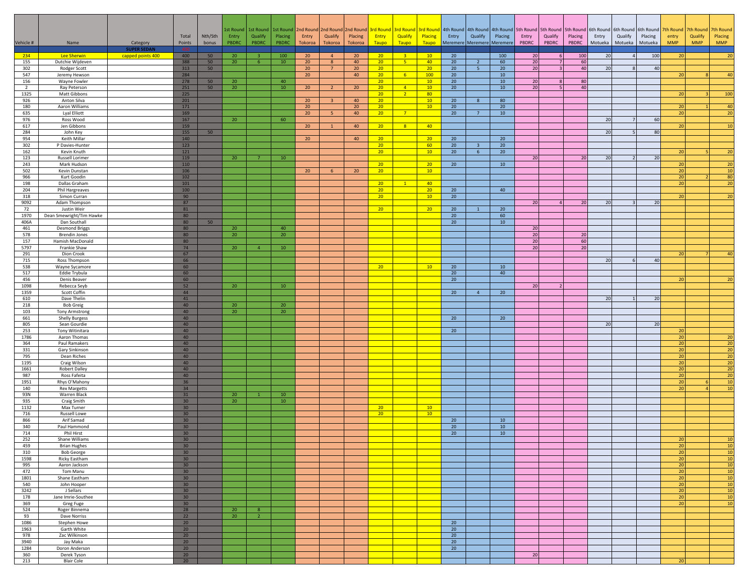| Vehicle # | Name | Category | Total Points | Nth/Sth bonus | 1st Round Entry PBDRC | 1st Round Qualify PBDRC | 1st Round Placing PBDRC | 2nd Round Entry Tokoroa | 2nd Round Qualify Tokoroa | 2nd Round Placing Tokoroa | 3rd Round Entry Taupo | 3rd Round Qualify Taupo | 3rd Round Placing Taupo | 4th Round Entry Meremere | 4th Round Qualify Meremere | 4th Round Placing Meremere | 5th Round Entry PBDRC | 5th Round Qualify PBDRC | 5th Round Placing PBDRC | 6th Round Entry Motueka | 6th Round Qualify Motueka | 6th Round Placing Motueka | 7th Round entry MMP | 7th Round Qualify MMP | 7th Round Placing MMP |
|---|---|---|---|---|---|---|---|---|---|---|---|---|---|---|---|---|---|---|---|---|---|---|---|---|---|
| | | SUPER SEDAN | | | | | | | | | | | | | | | | | | | | | | | |
| 234 | Lee Sherwin | capped points 400 | 400 | 50 | 20 | 3 | 100 | 20 | 4 | 20 | 20 | 3 | 10 | 20 | | 100 | 20 | 6 | 100 | 20 | 4 | 100 | 20 | | 20 |
| 155 | Dutchie Wijdeven | | 388 | 50 | 20 | 6 | 10 | | | | 20 | 5 | 40 | 20 | 2 | 60 | 20 | 7 | 60 | | | | | | |
| 302 | Rodger Scott | | 313 | 50 | | | | 20 | 7 | 20 | 20 | | 20 | 20 | 5 | 20 | 20 | 3 | 40 | 20 | 8 | 40 | | | |
| 547 | Jeremy Hewson | | 284 | | | | | 20 | | 40 | 20 | 6 | 100 | 20 | | 10 | | | | | | | 20 | 8 | 40 |
| 156 | Wayne Fowler | | 278 | 50 | 20 | | 40 | | | | 20 | | 10 | 20 | | 10 | 20 | 8 | 80 | | | | | | |
| 2 | Ray Peterson | | 251 | 50 | 20 | | 10 | 20 | 2 | 20 | 20 | 4 | 10 | 20 | | 10 | 20 | 5 | 40 | | | | | | |
| 1325 | Matt Gibbons | | 225 | | | | | | | | 20 | 2 | 80 | | | | | | | | | | 20 | 3 | 100 |
| 926 | Anton Silva | | 201 | | | | | 20 | 3 | 40 | 20 | | 10 | 20 | 8 | 80 | | | | | | | | | |
| 180 | Aaron Williams | | 171 | | | | | 20 | | 20 | 20 | | 10 | 20 | | 20 | | | | | | | 20 | 1 | 40 |
| 635 | Lyal Elliott | | 169 | | | | | 20 | 5 | 40 | 20 | 7 | | 20 | 7 | 10 | | | | | | | 20 | | 20 |
| 976 | Ross Wood | | 167 | | 20 | | 60 | | | | | | | | | | | | | 20 | 7 | 60 | | | |
| 617 | Jen Gibbons | | 159 | | | | | 20 | 1 | 40 | 20 | 8 | 40 | | | | | | | | | | 20 | | 10 |
| 284 | John Key | | 155 | 50 | | | | | | | | | | | | | | | | 20 | 5 | 80 | | | |
| 954 | Keith Millar | | 140 | | | | | 20 | | 40 | 20 | | 20 | 20 | | 20 | | | | | | | | | |
| 302 | P Davies-Hunter | | 123 | | | | | | | | 20 | | 60 | 20 | 3 | 20 | | | | | | | | | |
| 162 | Kevin Knuth | | 121 | | | | | | | | 20 | | 10 | 20 | 6 | 20 | | | | | | | 20 | 5 | 20 |
| 123 | Russell Lorimer | | 119 | | 20 | 7 | 10 | | | | | | | | | | 20 | | 20 | 20 | 2 | 20 | | | |
| 243 | Mark Hudson | | 110 | | | | | | | | 20 | | 20 | 20 | | 10 | | | | | | | 20 | | 20 |
| 502 | Kevin Dunstan | | 106 | | | | | 20 | 6 | 20 | 20 | | 10 | | | | | | | | | | 20 | | 10 |
| 966 | Kurt Goodin | | 102 | | | | | | | | | | | | | | | | | | | | 20 | 2 | 80 |
| 198 | Dallas Graham | | 101 | | | | | | | | 20 | 1 | 40 | | | | | | | | | | 20 | | 20 |
| 204 | Phil Hargreaves | | 100 | | | | | | | | 20 | | 20 | 20 | | 40 | | | | | | | | | |
| 318 | Simon Curran | | 90 | | | | | | | | 20 | | 10 | 20 | | | | | | | | | 20 | | 20 |
| 9092 | Adam Thompson | | 87 | | | | | | | | | | | | | | 20 | 4 | 20 | 20 | 3 | 20 | | | |
| 72 | Justin Weir | | 81 | | | | | | | | 20 | | 20 | 20 | 1 | 20 | | | | | | | | | |
| 1970 | Dean Smewright/Tim Hawke | | 80 | | | | | | | | | | | 20 | | 60 | | | | | | | | | |
| 406A | Dan Southall | | 80 | 50 | | | | | | | | | | 20 | | 10 | | | | | | | | | |
| 461 | Desmond Briggs | | 80 | | 20 | | 40 | | | | | | | | | | 20 | | | | | | | | |
| 578 | Brendin Jones | | 80 | | 20 | | 20 | | | | | | | | | | 20 | | 20 | | | | | | |
| 157 | Hamish MacDonald | | 80 | | | | | | | | | | | | | | 20 | | 60 | | | | | | |
| 5797 | Frankie Shaw | | 74 | | 20 | 4 | 10 | | | | | | | | | | 20 | | 20 | | | | | | |
| 291 | Dion Crook | | 67 | | | | | | | | | | | | | | | | | | | | 20 | 7 | 40 |
| 715 | Ross Thompson | | 66 | | | | | | | | | | | | | | | | | 20 | 6 | 40 | | | |
| 538 | Wayne Sycamore | | 60 | | | | | | | | 20 | | 10 | 20 | | 10 | | | | | | | | | |
| 517 | Eddie Trybula | | 60 | | | | | | | | | | | 20 | | 40 | | | | | | | | | |
| 456 | Denis Beaver | | 60 | | | | | | | | | | | 20 | | | | | | | | | 20 | | 20 |
| 1098 | Rebecca Seyb | | 52 | | 20 | | 10 | | | | | | | | | | 20 | 2 | | | | | | | |
| 1359 | Scott Coffin | | 44 | | | | | | | | | | | 20 | 4 | 20 | | | | | | | | | |
| 610 | Dave Thelin | | 41 | | | | | | | | | | | | | | | | | 20 | 1 | 20 | | | |
| 218 | Bob Greig | | 40 | | 20 | | 20 | | | | | | | | | | | | | | | | | | |
| 103 | Tony Armstrong | | 40 | | 20 | | 20 | | | | | | | | | | | | | | | | | | |
| 661 | Shelly Burgess | | 40 | | | | | | | | | | | 20 | | 20 | | | | | | | | | |
| 805 | Sean Gourdie | | 40 | | | | | | | | | | | | | | | | | 20 | | 20 | | | |
| 253 | Tony Witinitara | | 40 | | | | | | | | | | | 20 | | | | | | | | | 20 | | |
| 1786 | Aaron Thomas | | 40 | | | | | | | | | | | | | | | | | | | | 20 | | 20 |
| 364 | Paul Ramakers | | 40 | | | | | | | | | | | | | | | | | | | | 20 | | 20 |
| 331 | Gary Sinkinson | | 40 | | | | | | | | | | | | | | | | | | | | 20 | | 20 |
| 795 | Dean Riches | | 40 | | | | | | | | | | | | | | | | | | | | 20 | | 20 |
| 1195 | Craig Wilson | | 40 | | | | | | | | | | | | | | | | | | | | 20 | | 20 |
| 1661 | Robert Dalley | | 40 | | | | | | | | | | | | | | | | | | | | 20 | | 20 |
| 987 | Ross Fafeita | | 40 | | | | | | | | | | | | | | | | | | | | 20 | | 20 |
| 1951 | Rhys O'Mahony | | 36 | | | | | | | | | | | | | | | | | | | | 20 | 6 | 10 |
| 140 | Rex Margetts | | 34 | | | | | | | | | | | | | | | | | | | | 20 | 4 | 10 |
| 93N | Warren Black | | 31 | | 20 | 1 | 10 | | | | | | | | | | | | | | | | | | |
| 935 | Craig Smith | | 30 | | 20 | | 10 | | | | | | | | | | | | | | | | | | |
| 1132 | Max Turner | | 30 | | | | | | | | 20 | | 10 | | | | | | | | | | | | |
| 716 | Russell Lowe | | 30 | | | | | | | | 20 | | 10 | | | | | | | | | | | | |
| 866 | Arif Samad | | 30 | | | | | | | | | | | 20 | | 10 | | | | | | | | | |
| 340 | Paul Hammond | | 30 | | | | | | | | | | | 20 | | 10 | | | | | | | | | |
| 714 | Phil Hirst | | 30 | | | | | | | | | | | 20 | | 10 | | | | | | | | | |
| 252 | Shane Williams | | 30 | | | | | | | | | | | | | | | | | | | | 20 | | 10 |
| 459 | Brian Hughes | | 30 | | | | | | | | | | | | | | | | | | | | 20 | | 10 |
| 310 | Bob George | | 30 | | | | | | | | | | | | | | | | | | | | 20 | | 10 |
| 1598 | Ricky Eastham | | 30 | | | | | | | | | | | | | | | | | | | | 20 | | 10 |
| 995 | Aaron Jackson | | 30 | | | | | | | | | | | | | | | | | | | | 20 | | 10 |
| 472 | Tom Manu | | 30 | | | | | | | | | | | | | | | | | | | | 20 | | 10 |
| 1801 | Shane Eastham | | 30 | | | | | | | | | | | | | | | | | | | | 20 | | 10 |
| 540 | John Hooper | | 30 | | | | | | | | | | | | | | | | | | | | 20 | | 10 |
| 3242 | J Sellars | | 30 | | | | | | | | | | | | | | | | | | | | 20 | | 10 |
| 178 | Jane Imrie-Southee | | 30 | | | | | | | | | | | | | | | | | | | | 20 | | 10 |
| 369 | Greg Fuge | | 30 | | | | | | | | | | | | | | | | | | | | 20 | | 10 |
| 524 | Roger Binnema | | 28 | | 20 | 8 | | | | | | | | | | | | | | | | | | | |
| 93 | Dave Norriss | | 22 | | 20 | 2 | | | | | | | | | | | | | | | | | | | |
| 1086 | Stephen Howe | | 20 | | | | | | | | | | | 20 | | | | | | | | | | | |
| 1963 | Garth White | | 20 | | | | | | | | | | | 20 | | | | | | | | | | | |
| 978 | Zac Wilkinson | | 20 | | | | | | | | | | | 20 | | | | | | | | | | | |
| 3940 | Jay Maka | | 20 | | | | | | | | | | | 20 | | | | | | | | | | | |
| 1284 | Doron Anderson | | 20 | | | | | | | | | | | 20 | | | | | | | | | | | |
| 360 | Derek Tyson | | 20 | | | | | | | | | | | | | | 20 | | | | | | | | |
| 213 | Blair Cole | | 20 | | | | | | | | | | | | | | | | | | | | 20 | | |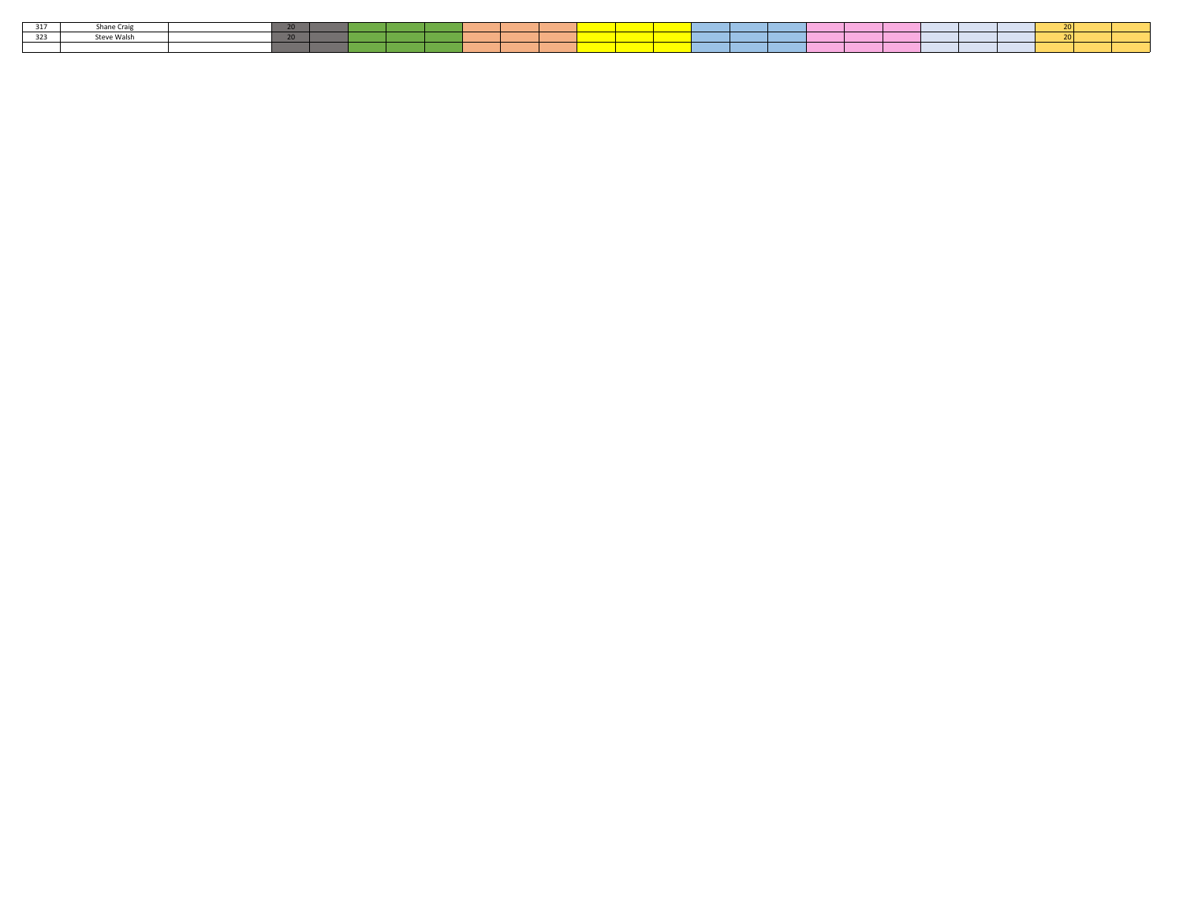| | | | | | | | | | | | | | | | | | | | | | | | | | |
|---|---|---|---|---|---|---|---|---|---|---|---|---|---|---|---|---|---|---|---|---|---|---|---|---|---|
| 317 | Shane Craig | | 20 | | | | | | | | | | | | | | | | | | | | 20 | | |
| 323 | Steve Walsh | | 20 | | | | | | | | | | | | | | | | | | | | 20 | | |
| | | | | | | | | | | | | | | | | | | | | | | | | | |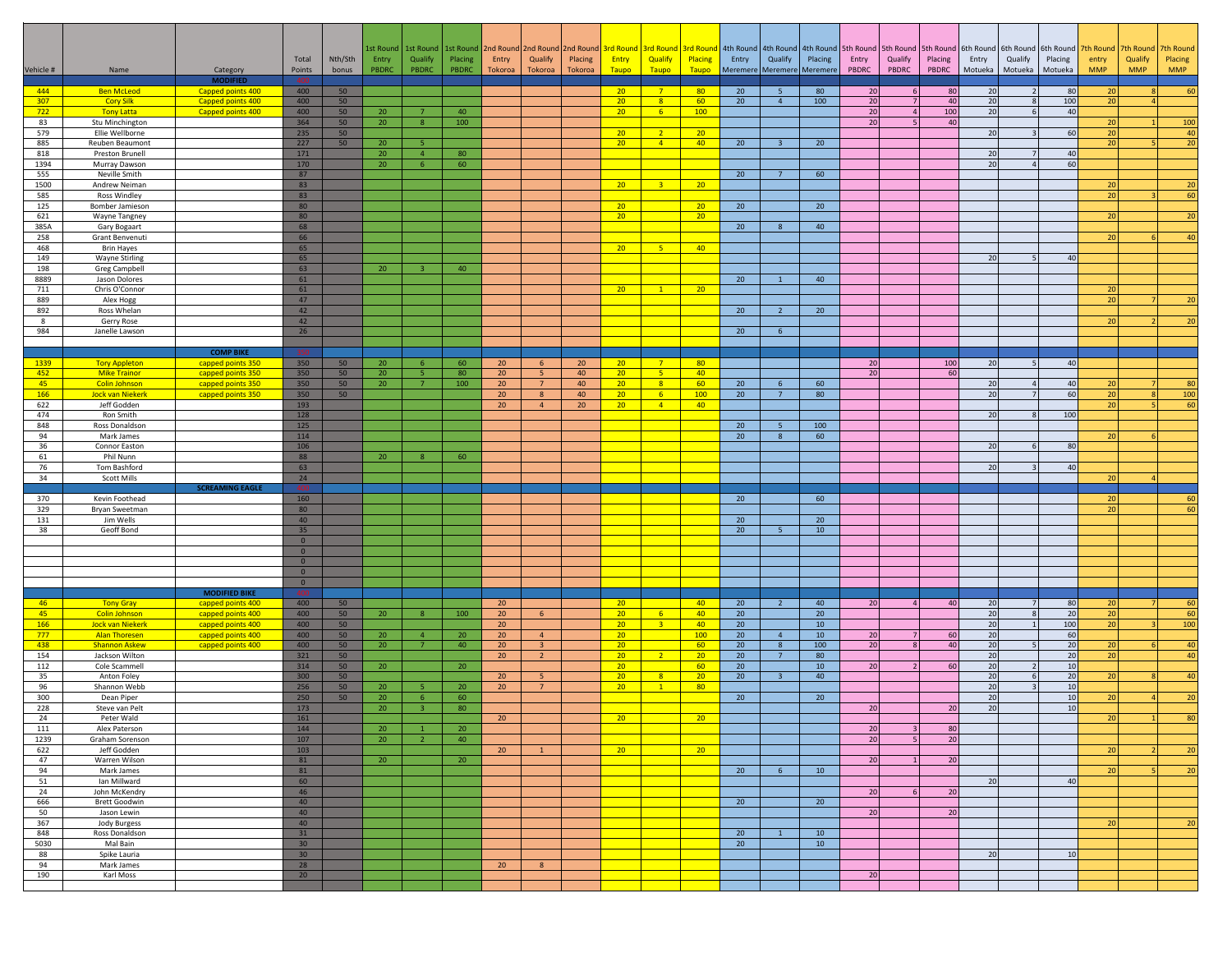| Vehicle # | Name | Category | Total Points | Nth/Sth bonus | 1st Round Entry PBDRC | 1st Round Qualify PBDRC | 1st Round Placing PBDRC | 2nd Round Entry Tokoroa | 2nd Round Qualify Tokoroa | 2nd Round Placing Tokoroa | 3rd Round Entry Taupo | 3rd Round Qualify Taupo | 3rd Round Placing Taupo | 4th Round Entry Meremere | 4th Round Qualify Meremere | 4th Round Placing Meremere | 5th Round Entry PBDRC | 5th Round Qualify PBDRC | 5th Round Placing PBDRC | 6th Round Entry Motueka | 6th Round Qualify Motueka | 6th Round Placing Motueka | 7th Round entry MMP | 7th Round Qualify MMP | 7th Round Placing MMP |
|---|---|---|---|---|---|---|---|---|---|---|---|---|---|---|---|---|---|---|---|---|---|---|---|---|---|
| | | **MODIFIED** | | | | | | | | | | | | | | | | | | | | | | | |
| 444 | Ben McLeod | Capped points 400 | 400 | 50 | | | | | | | 20 | 7 | 80 | 20 | 5 | 80 | 20 | 6 | 80 | 20 | 2 | 80 | 20 | 8 | 60 |
| 307 | Cory Silk | Capped points 400 | 400 | 50 | | | | | | | 20 | 8 | 60 | 20 | 4 | 100 | 20 | 7 | 40 | 20 | 8 | 100 | 20 | 4 | |
| 722 | Tony Latta | Capped points 400 | 400 | 50 | 20 | 7 | 40 | | | | 20 | 6 | 100 | | | | 20 | 4 | 100 | 20 | 6 | 40 | | | |
| 83 | Stu Minchington | | 364 | 50 | 20 | 8 | 100 | | | | | | | | | | 20 | 5 | 40 | | | | 20 | 1 | 100 |
| 579 | Ellie Wellborne | | 235 | 50 | | | | | | | 20 | 2 | 20 | | | | | | | 20 | 3 | 60 | 20 | | 40 |
| 885 | Reuben Beaumont | | 227 | 50 | 20 | 5 | | | | | 20 | 4 | 40 | 20 | 3 | 20 | | | | | | | 20 | 5 | 20 |
| 818 | Preston Brunell | | 171 | | 20 | 4 | 80 | | | | | | | | | | | | | 20 | 7 | 40 | | | |
| 1394 | Murray Dawson | | 170 | | 20 | 6 | 60 | | | | | | | | | | | | | 20 | 4 | 60 | | | |
| 555 | Neville Smith | | 87 | | | | | | | | | | | 20 | 7 | 60 | | | | | | | | | |
| 1500 | Andrew Neiman | | 83 | | | | | | | | 20 | 3 | 20 | | | | | | | | | | 20 | | 20 |
| 585 | Ross Windley | | 83 | | | | | | | | | | | | | | | | | | | | 20 | 3 | 60 |
| 125 | Bomber Jamieson | | 80 | | | | | | | | 20 | | 20 | 20 | | 20 | | | | | | | | | |
| 621 | Wayne Tangney | | 80 | | | | | | | | 20 | | 20 | | | | | | | | | | 20 | | 20 |
| 385A | Gary Bogaart | | 68 | | | | | | | | | | | 20 | 8 | 40 | | | | | | | | | |
| 258 | Grant Benvenuti | | 66 | | | | | | | | | | | | | | | | | | | | 20 | 6 | 40 |
| 468 | Brin Hayes | | 65 | | | | | | | | 20 | 5 | 40 | | | | | | | | | | | | |
| 149 | Wayne Stirling | | 65 | | | | | | | | | | | | | | | | | 20 | 5 | 40 | | | |
| 198 | Greg Campbell | | 63 | | 20 | 3 | 40 | | | | | | | | | | | | | | | | | | |
| 8889 | Jason Dolores | | 61 | | | | | | | | | | | 20 | 1 | 40 | | | | | | | | | |
| 711 | Chris O'Connor | | 61 | | | | | | | | 20 | 1 | 20 | | | | | | | | | | 20 | | |
| 889 | Alex Hogg | | 47 | | | | | | | | | | | | | | | | | | | | 20 | 7 | 20 |
| 892 | Ross Whelan | | 42 | | | | | | | | | | | 20 | 2 | 20 | | | | | | | | | |
| 8 | Gerry Rose | | 42 | | | | | | | | | | | | | | | | | | | | 20 | 2 | 20 |
| 984 | Janelle Lawson | | 26 | | | | | | | | | | | 20 | 6 | | | | | | | | | | |
| | | | | | | | | | | | | | | | | | | | | | | | | | |
| | | **COMP BIKE** | | | | | | | | | | | | | | | | | | | | | | | |
| 1339 | Tory Appleton | capped points 350 | 350 | 50 | 20 | 6 | 60 | 20 | 6 | 20 | 20 | 7 | 80 | | | | 20 | | 100 | 20 | 5 | 40 | | | |
| 452 | Mike Trainor | capped points 350 | 350 | 50 | 20 | 5 | 80 | 20 | 5 | 40 | 20 | 5 | 40 | | | | 20 | | 60 | | | | | | |
| 45 | Colin Johnson | capped points 350 | 350 | 50 | 20 | 7 | 100 | 20 | 7 | 40 | 20 | 8 | 60 | 20 | 6 | 60 | | | | 20 | 4 | 40 | 20 | 7 | 80 |
| 166 | Jock van Niekerk | capped points 350 | 350 | 50 | | | | 20 | 8 | 40 | 20 | 6 | 100 | 20 | 7 | 80 | | | | 20 | 7 | 60 | 20 | 8 | 100 |
| 622 | Jeff Godden | | 193 | | | | | 20 | 4 | 20 | 20 | 4 | 40 | | | | | | | | | | 20 | 5 | 60 |
| 474 | Ron Smith | | 128 | | | | | | | | | | | | | | | | | 20 | 8 | 100 | | | |
| 848 | Ross Donaldson | | 125 | | | | | | | | | | | 20 | 5 | 100 | | | | | | | | | |
| 94 | Mark James | | 114 | | | | | | | | | | | 20 | 8 | 60 | | | | | | | 20 | 6 | |
| 36 | Connor Easton | | 106 | | | | | | | | | | | | | | | | | 20 | 6 | 80 | | | |
| 61 | Phil Nunn | | 88 | | 20 | 8 | 60 | | | | | | | | | | | | | | | | | | |
| 76 | Tom Bashford | | 63 | | | | | | | | | | | | | | | | | 20 | 3 | 40 | | | |
| 34 | Scott Mills | | 24 | | | | | | | | | | | | | | | | | | | | 20 | 4 | |
| | | **SCREAMING EAGLE** | | | | | | | | | | | | | | | | | | | | | | | |
| 370 | Kevin Foothead | | 160 | | | | | | | | | | | 20 | | 60 | | | | | | | 20 | | 60 |
| 329 | Bryan Sweetman | | 80 | | | | | | | | | | | | | | | | | | | | 20 | | 60 |
| 131 | Jim Wells | | 40 | | | | | | | | | | | 20 | | 20 | | | | | | | | | |
| 38 | Geoff Bond | | 35 | | | | | | | | | | | 20 | 5 | 10 | | | | | | | | | |
| | | | 0 | | | | | | | | | | | | | | | | | | | | | | |
| | | | 0 | | | | | | | | | | | | | | | | | | | | | | |
| | | | 0 | | | | | | | | | | | | | | | | | | | | | | |
| | | | 0 | | | | | | | | | | | | | | | | | | | | | | |
| | | | 0 | | | | | | | | | | | | | | | | | | | | | | |
| | | **MODIFIED BIKE** | | | | | | | | | | | | | | | | | | | | | | | |
| 46 | Tony Gray | capped points 400 | 400 | 50 | | | | 20 | | | 20 | | 40 | 20 | 2 | 40 | 20 | 4 | 40 | 20 | 7 | 80 | 20 | 7 | 60 |
| 45 | Colin Johnson | capped points 400 | 400 | 50 | 20 | 8 | 100 | 20 | 6 | | 20 | 6 | 40 | 20 | | 20 | | | | 20 | 8 | 20 | 20 | | 60 |
| 166 | Jock van Niekerk | capped points 400 | 400 | 50 | | | | 20 | | | 20 | 3 | 40 | 20 | | 10 | | | | 20 | 1 | 100 | 20 | 3 | 100 |
| 777 | Alan Thoresen | capped points 400 | 400 | 50 | 20 | 4 | 20 | 20 | 4 | | 20 | | 100 | 20 | 4 | 10 | 20 | 7 | 60 | 20 | | 60 | | | |
| 438 | Shannon Askew | capped points 400 | 400 | 50 | 20 | 7 | 40 | 20 | 3 | | 20 | | 60 | 20 | 8 | 100 | 20 | 8 | 40 | 20 | 5 | 20 | 20 | 6 | 40 |
| 154 | Jackson Wilton | | 321 | 50 | | | | 20 | 2 | | 20 | 2 | 20 | 20 | 7 | 80 | | | | 20 | | 20 | 20 | | 40 |
| 112 | Cole Scammell | | 314 | 50 | 20 | | 20 | | | | 20 | | 60 | 20 | | 10 | 20 | 2 | 60 | 20 | 2 | 10 | | | |
| 35 | Anton Foley | | 300 | 50 | | | | 20 | 5 | | 20 | 8 | 20 | 20 | 3 | 40 | | | | 20 | 6 | 20 | 20 | 8 | 40 |
| 96 | Shannon Webb | | 256 | 50 | 20 | 5 | 20 | 20 | 7 | | 20 | 1 | 80 | | | | | | | 20 | 3 | 10 | | | |
| 300 | Dean Piper | | 250 | 50 | 20 | 6 | 60 | | | | | | | 20 | | 20 | | | | 20 | | 10 | 20 | 4 | 20 |
| 228 | Steve van Pelt | | 173 | | 20 | 3 | 80 | | | | | | | | | | 20 | | 20 | 20 | | 10 | | | |
| 24 | Peter Wald | | 161 | | | | | 20 | | | 20 | | 20 | | | | | | | | | | 20 | 1 | 80 |
| 111 | Alex Paterson | | 144 | | 20 | 1 | 20 | | | | | | | | | | 20 | 3 | 80 | | | | | | |
| 1239 | Graham Sorenson | | 107 | | 20 | 2 | 40 | | | | | | | | | | 20 | 5 | 20 | | | | | | |
| 622 | Jeff Godden | | 103 | | | | | 20 | 1 | | 20 | | 20 | | | | | | | | | | 20 | 2 | 20 |
| 47 | Warren Wilson | | 81 | | 20 | | 20 | | | | | | | | | | 20 | 1 | 20 | | | | | | |
| 94 | Mark James | | 81 | | | | | | | | | | | 20 | 6 | 10 | | | | | | | 20 | 5 | 20 |
| 51 | Ian Millward | | 60 | | | | | | | | | | | | | | | | | 20 | | 40 | | | |
| 24 | John McKendry | | 46 | | | | | | | | | | | | | | 20 | 6 | 20 | | | | | | |
| 666 | Brett Goodwin | | 40 | | | | | | | | | | | 20 | | 20 | | | | | | | | | |
| 50 | Jason Lewin | | 40 | | | | | | | | | | | | | | 20 | | 20 | | | | | | |
| 367 | Jody Burgess | | 40 | | | | | | | | | | | | | | | | | | | | 20 | | 20 |
| 848 | Ross Donaldson | | 31 | | | | | | | | | | | 20 | 1 | 10 | | | | | | | | | |
| 5030 | Mal Bain | | 30 | | | | | | | | | | | 20 | | 10 | | | | | | | | | |
| 88 | Spike Lauria | | 30 | | | | | | | | | | | | | | | | | 20 | | 10 | | | |
| 94 | Mark James | | 28 | | | | | 20 | 8 | | | | | | | | | | | | | | | | |
| 190 | Karl Moss | | 20 | | | | | | | | | | | | | | 20 | | | | | | | | |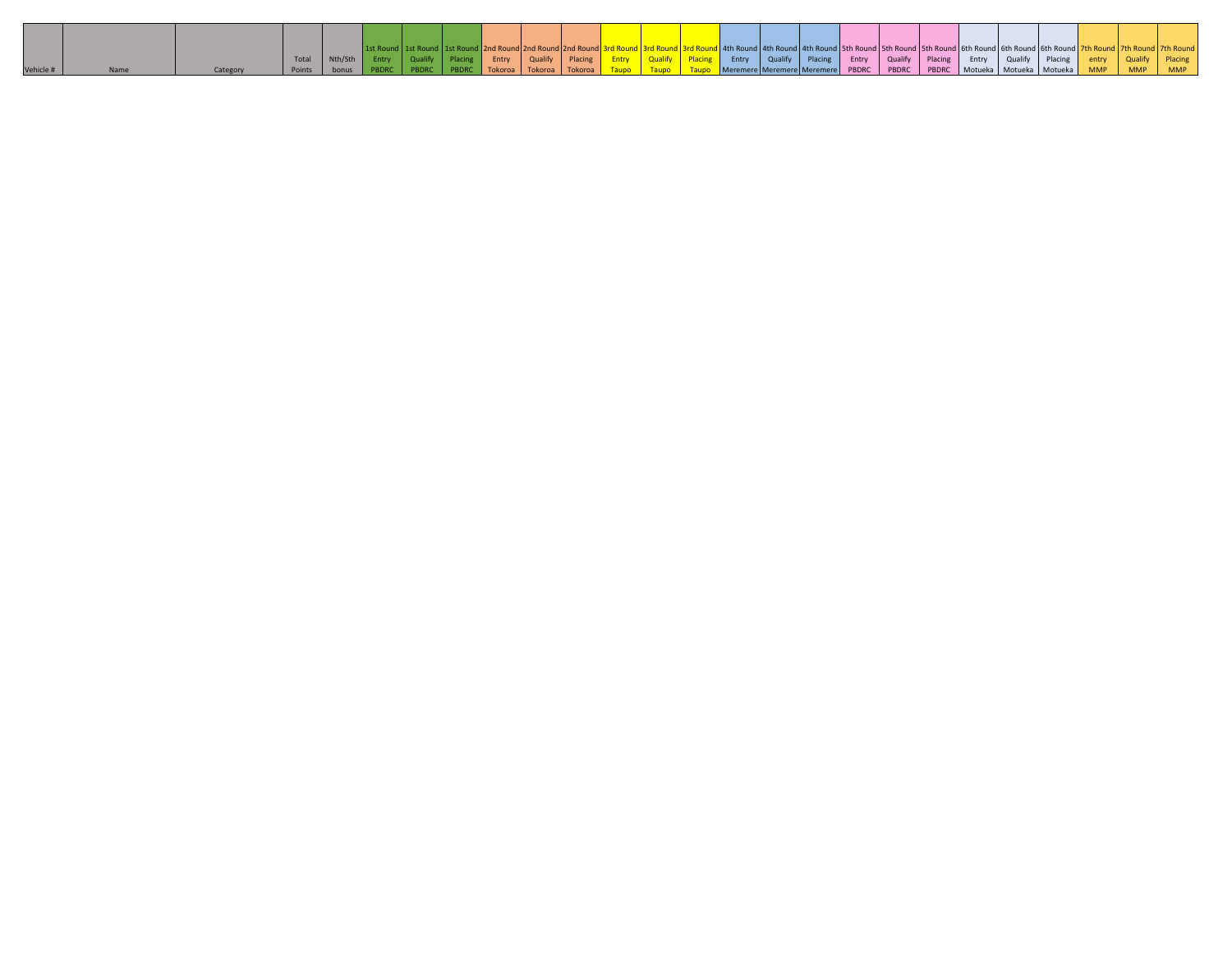| Vehicle # | Name | Category | Total Points | Nth/Sth bonus | 1st Round Entry PBDRC | 1st Round Qualify PBDRC | 1st Round Placing PBDRC | 2nd Round Entry Tokoroa | 2nd Round Qualify Tokoroa | 2nd Round Placing Tokoroa | 3rd Round Entry Taupo | 3rd Round Qualify Taupo | 3rd Round Placing Taupo | 4th Round Entry Meremere | 4th Round Qualify Meremere | 4th Round Placing Meremere | 5th Round Entry PBDRC | 5th Round Qualify PBDRC | 5th Round Placing PBDRC | 6th Round Entry Motueka | 6th Round Qualify Motueka | 6th Round Placing Motueka | 7th Round entry MMP | 7th Round Qualify MMP | 7th Round Placing MMP |
|---|---|---|---|---|---|---|---|---|---|---|---|---|---|---|---|---|---|---|---|---|---|---|---|---|---|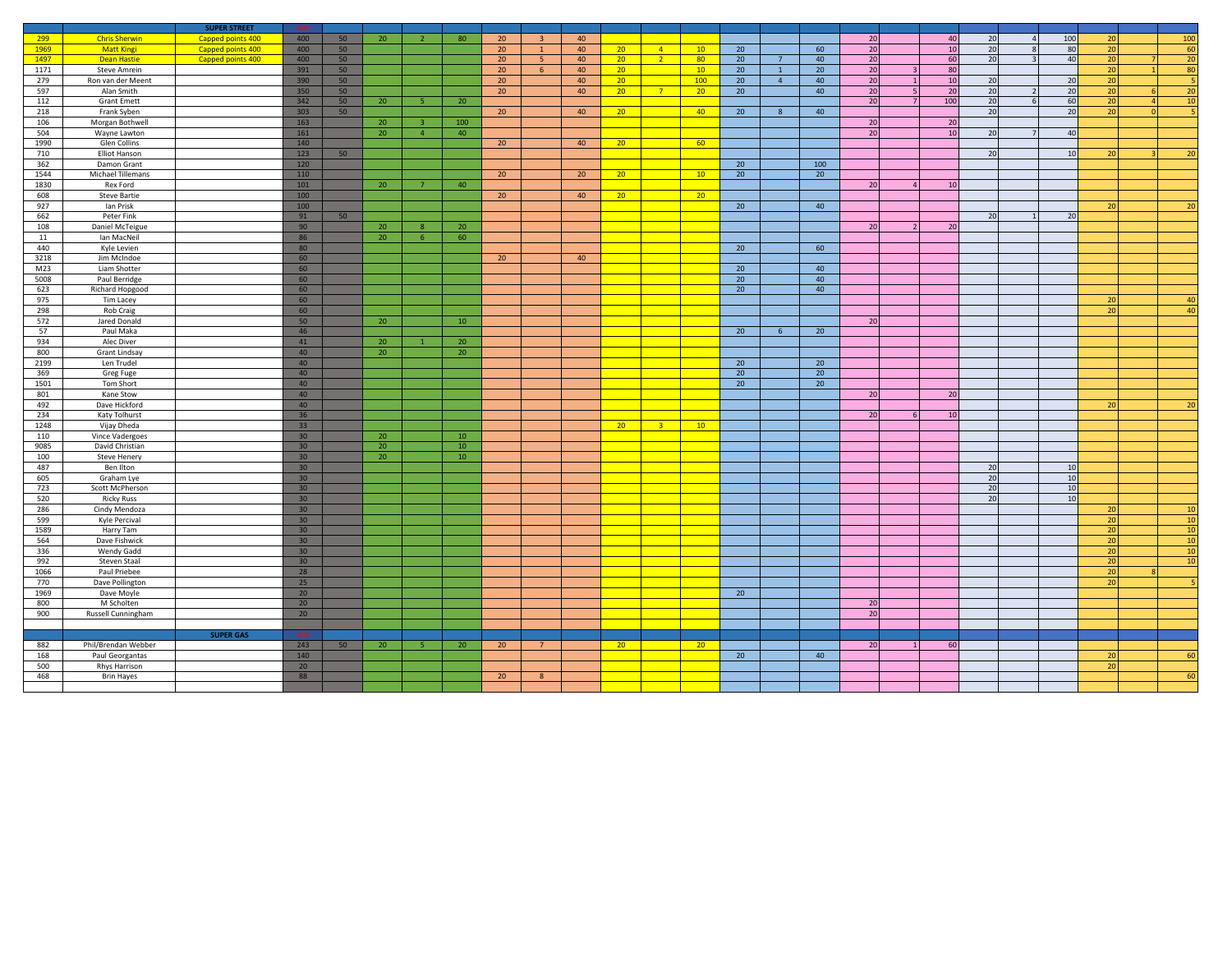| | | SUPER STREET | | | | | | | | | | | | | | | | | | | | | | | |
|---|---|---|---|---|---|---|---|---|---|---|---|---|---|---|---|---|---|---|---|---|---|---|---|---|---|
| 299 | Chris Sherwin | Capped points 400 | 400 | 50 | 20 | 2 | 80 | 20 | 3 | 40 | | | | | | | 20 | | 40 | 20 | 4 | 100 | 20 | | 100 |
| 1969 | Matt Kingi | Capped points 400 | 400 | 50 | | | | 20 | 1 | 40 | 20 | 4 | 10 | 20 | | 60 | 20 | | 10 | 20 | 8 | 80 | 20 | | 60 |
| 1497 | Dean Hastie | Capped points 400 | 400 | 50 | | | | 20 | 5 | 40 | 20 | 2 | 80 | 20 | 7 | 40 | 20 | | 60 | 20 | 3 | 40 | 20 | 7 | 20 |
| 1171 | Steve Amrein | | 391 | 50 | | | | 20 | 6 | 40 | 20 | | 10 | 20 | 1 | 20 | 20 | 3 | 80 | | | | 20 | 1 | 80 |
| 279 | Ron van der Meent | | 390 | 50 | | | | 20 | | 40 | 20 | | 100 | 20 | 4 | 40 | 20 | 1 | 10 | 20 | | 20 | 20 | | 5 |
| 597 | Alan Smith | | 350 | 50 | | | | 20 | | 40 | 20 | 7 | 20 | 20 | | 40 | 20 | 5 | 20 | 20 | 2 | 20 | 20 | 6 | 20 |
| 112 | Grant Emett | | 342 | 50 | 20 | 5 | 20 | | | | | | | | | | 20 | 7 | 100 | 20 | 6 | 60 | 20 | 4 | 10 |
| 218 | Frank Syben | | 303 | 50 | | | | 20 | | 40 | 20 | | 40 | 20 | 8 | 40 | | | | 20 | | 20 | 20 | 0 | 5 |
| 106 | Morgan Bothwell | | 163 | | 20 | 3 | 100 | | | | | | | | | | 20 | | 20 | | | | | | |
| 504 | Wayne Lawton | | 161 | | 20 | 4 | 40 | | | | | | | | | | 20 | | 10 | 20 | 7 | 40 | | | |
| 1990 | Glen Collins | | 140 | | | | | 20 | | 40 | 20 | | 60 | | | | | | | | | | | | |
| 710 | Elliot Hanson | | 123 | 50 | | | | | | | | | | | | | | | | 20 | | 10 | 20 | 3 | 20 |
| 362 | Damon Grant | | 120 | | | | | | | | | | | 20 | | 100 | | | | | | | | | |
| 1544 | Michael Tillemans | | 110 | | | | | 20 | | 20 | 20 | | 10 | 20 | | 20 | | | | | | | | | |
| 1830 | Rex Ford | | 101 | | 20 | 7 | 40 | | | | | | | | | | 20 | 4 | 10 | | | | | | |
| 608 | Steve Bartie | | 100 | | | | | 20 | | 40 | 20 | | 20 | | | | | | | | | | | | |
| 927 | Ian Prisk | | 100 | | | | | | | | | | | 20 | | 40 | | | | | | | 20 | | 20 |
| 662 | Peter Fink | | 91 | 50 | | | | | | | | | | | | | | | | 20 | 1 | 20 | | | |
| 108 | Daniel McTeigue | | 90 | | 20 | 8 | 20 | | | | | | | | | | 20 | 2 | 20 | | | | | | |
| 11 | Ian MacNeil | | 86 | | 20 | 6 | 60 | | | | | | | | | | | | | | | | | | |
| 440 | Kyle Levien | | 80 | | | | | | | | | | | 20 | | 60 | | | | | | | | | |
| 3218 | Jim McIndoe | | 60 | | | | | 20 | | 40 | | | | | | | | | | | | | | | |
| M23 | Liam Shotter | | 60 | | | | | | | | | | | 20 | | 40 | | | | | | | | | |
| 5008 | Paul Berridge | | 60 | | | | | | | | | | | 20 | | 40 | | | | | | | | | |
| 623 | Richard Hopgood | | 60 | | | | | | | | | | | 20 | | 40 | | | | | | | | | |
| 975 | Tim Lacey | | 60 | | | | | | | | | | | | | | | | | | | | 20 | | 40 |
| 298 | Rob Craig | | 60 | | | | | | | | | | | | | | | | | | | | 20 | | 40 |
| 572 | Jared Donald | | 50 | | 20 | | 10 | | | | | | | | | | 20 | | | | | | | | |
| 57 | Paul Maka | | 46 | | | | | | | | | | | 20 | 6 | 20 | | | | | | | | | |
| 934 | Alec Diver | | 41 | | 20 | 1 | 20 | | | | | | | | | | | | | | | | | | |
| 800 | Grant Lindsay | | 40 | | 20 | | 20 | | | | | | | | | | | | | | | | | | |
| 2199 | Len Trudel | | 40 | | | | | | | | | | | 20 | | 20 | | | | | | | | | |
| 369 | Greg Fuge | | 40 | | | | | | | | | | | 20 | | 20 | | | | | | | | | |
| 1501 | Tom Short | | 40 | | | | | | | | | | | 20 | | 20 | | | | | | | | | |
| 801 | Kane Stow | | 40 | | | | | | | | | | | | | | 20 | | 20 | | | | | | |
| 492 | Dave Hickford | | 40 | | | | | | | | | | | | | | | | | | | | 20 | | 20 |
| 234 | Katy Tolhurst | | 36 | | | | | | | | | | | | | | 20 | 6 | 10 | | | | | | |
| 1248 | Vijay Dheda | | 33 | | | | | | | | 20 | 3 | 10 | | | | | | | | | | | | |
| 110 | Vince Vadergoes | | 30 | | 20 | | 10 | | | | | | | | | | | | | | | | | | |
| 9085 | David Christian | | 30 | | 20 | | 10 | | | | | | | | | | | | | | | | | | |
| 100 | Steve Henery | | 30 | | 20 | | 10 | | | | | | | | | | | | | | | | | | |
| 487 | Ben Ilton | | 30 | | | | | | | | | | | | | | | | | 20 | | 10 | | | |
| 605 | Graham Lye | | 30 | | | | | | | | | | | | | | | | | 20 | | 10 | | | |
| 723 | Scott McPherson | | 30 | | | | | | | | | | | | | | | | | 20 | | 10 | | | |
| 520 | Ricky Russ | | 30 | | | | | | | | | | | | | | | | | 20 | | 10 | | | |
| 286 | Cindy Mendoza | | 30 | | | | | | | | | | | | | | | | | | | | 20 | | 10 |
| 599 | Kyle Percival | | 30 | | | | | | | | | | | | | | | | | | | | 20 | | 10 |
| 1589 | Harry Tam | | 30 | | | | | | | | | | | | | | | | | | | | 20 | | 10 |
| 564 | Dave Fishwick | | 30 | | | | | | | | | | | | | | | | | | | | 20 | | 10 |
| 336 | Wendy Gadd | | 30 | | | | | | | | | | | | | | | | | | | | 20 | | 10 |
| 992 | Steven Staal | | 30 | | | | | | | | | | | | | | | | | | | | 20 | | 10 |
| 1066 | Paul Priebee | | 28 | | | | | | | | | | | | | | | | | | | | 20 | 8 | |
| 770 | Dave Pollington | | 25 | | | | | | | | | | | | | | | | | | | | 20 | | 5 |
| 1969 | Dave Moyle | | 20 | | | | | | | | | | | 20 | | | | | | | | | | | |
| 800 | M Scholten | | 20 | | | | | | | | | | | | | | 20 | | | | | | | | |
| 900 | Russell Cunningham | | 20 | | | | | | | | | | | | | | 20 | | | | | | | | |
| | | | | | | | | | | | | | | | | | | | | | | | | | |
| | | SUPER GAS | | | | | | | | | | | | | | | | | | | | | | | |
| 882 | Phil/Brendan Webber | | 243 | 50 | 20 | 5 | 20 | 20 | 7 | | 20 | | 20 | | | | 20 | 1 | 60 | | | | | | |
| 168 | Paul Georgantas | | 140 | | | | | | | | | | | 20 | | 40 | | | | | | | 20 | | 60 |
| 500 | Rhys Harrison | | 20 | | | | | | | | | | | | | | | | | | | | 20 | | |
| 468 | Brin Hayes | | 88 | | | | | 20 | 8 | | | | | | | | | | | | | | | | 60 |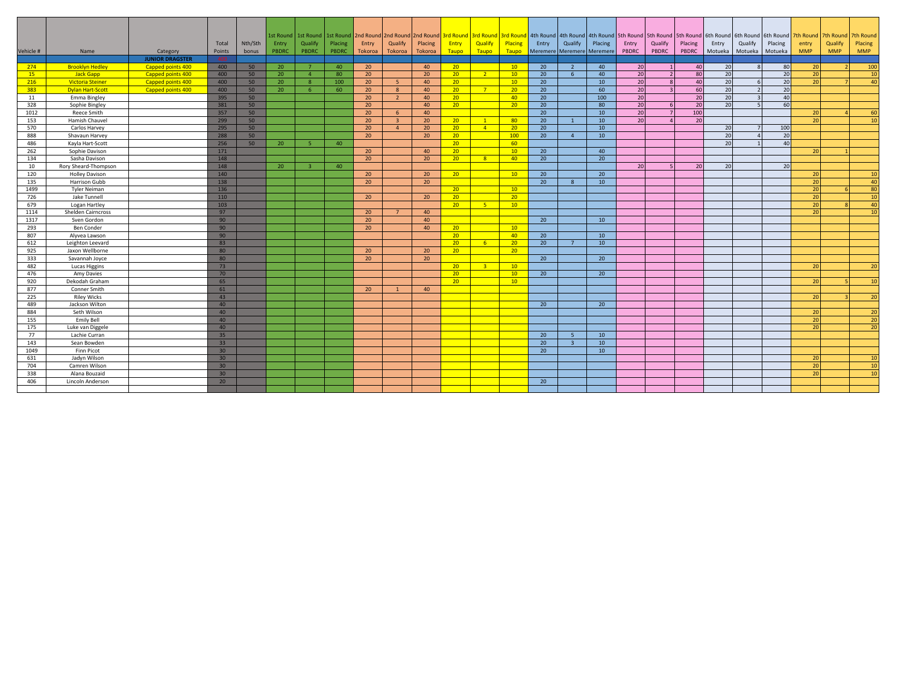| Vehicle # | Name | Category | Total Points | Nth/Sth bonus | 1st Round Entry PBDRC | 1st Round Qualify PBDRC | 1st Round Placing PBDRC | 2nd Round Entry Tokoroa | 2nd Round Qualify Tokoroa | 2nd Round Placing Tokoroa | 3rd Round Entry Taupo | 3rd Round Qualify Taupo | 3rd Round Placing Taupo | 4th Round Entry Meremere | 4th Round Qualify Meremere | 4th Round Placing Meremere | 5th Round Entry PBDRC | 5th Round Qualify PBDRC | 5th Round Placing PBDRC | 6th Round Entry Motueka | 6th Round Qualify Motueka | 6th Round Placing Motueka | 7th Round entry MMP | 7th Round Qualify MMP | 7th Round Placing MMP |
|---|---|---|---|---|---|---|---|---|---|---|---|---|---|---|---|---|---|---|---|---|---|---|---|---|---|
| | | JUNIOR DRAGSTER | | | | | | | | | | | | | | | | | | | | | | | |
| 274 | Brooklyn Hedley | Capped points 400 | 400 | 50 | 20 | 7 | 40 | 20 | | 40 | 20 | | 10 | 20 | 2 | 40 | 20 | 1 | 40 | 20 | 8 | 80 | 20 | 2 | 100 |
| 15 | Jack Gapp | Capped points 400 | 400 | 50 | 20 | 4 | 80 | 20 | | 20 | 20 | 2 | 10 | 20 | 6 | 40 | 20 | 2 | 80 | 20 | | 20 | 20 | | 10 |
| 216 | Victoria Steiner | Capped points 400 | 400 | 50 | 20 | 8 | 100 | 20 | 5 | 40 | 20 | | 10 | 20 | | 10 | 20 | 8 | 40 | 20 | 6 | 20 | 20 | 7 | 40 |
| 383 | Dylan Hart-Scott | Capped points 400 | 400 | 50 | 20 | 6 | 60 | 20 | 8 | 40 | 20 | 7 | 20 | 20 | | 60 | 20 | 3 | 60 | 20 | 2 | 20 | | | |
| 11 | Emma Bingley | | 395 | 50 | | | | 20 | 2 | 40 | 20 | | 40 | 20 | | 100 | 20 | | 20 | 20 | 3 | 40 | | | |
| 328 | Sophie Bingley | | 381 | 50 | | | | 20 | | 40 | 20 | | 20 | 20 | | 80 | 20 | 6 | 20 | 20 | 5 | 60 | | | |
| 1012 | Reece Smith | | 357 | 50 | | | | 20 | 6 | 40 | | | | 20 | | 10 | 20 | 7 | 100 | | | | 20 | 4 | 60 |
| 153 | Hamish Chauvel | | 299 | 50 | | | | 20 | 3 | 20 | 20 | 1 | 80 | 20 | 1 | 10 | 20 | 4 | 20 | | | | 20 | | 10 |
| 570 | Carlos Harvey | | 295 | 50 | | | | 20 | 4 | 20 | 20 | 4 | 20 | 20 | | 10 | | | | 20 | 7 | 100 | | | |
| 888 | Shavaun Harvey | | 288 | 50 | | | | 20 | | 20 | 20 | | 100 | 20 | 4 | 10 | | | | 20 | 4 | 20 | | | |
| 486 | Kayla Hart-Scott | | 256 | 50 | 20 | 5 | 40 | | | | 20 | | 60 | | | | | | | 20 | 1 | 40 | | | |
| 262 | Sophie Davison | | 171 | | | | | 20 | | 40 | 20 | | 10 | 20 | | 40 | | | | | | | 20 | 1 | |
| 134 | Sasha Davison | | 148 | | | | | 20 | | 20 | 20 | 8 | 40 | 20 | | 20 | | | | | | | | | |
| 10 | Rory Sheard-Thompson | | 148 | | 20 | 3 | 40 | | | | | | | | | | 20 | 5 | 20 | 20 | | 20 | | | |
| 120 | Holley Davison | | 140 | | | | | 20 | | 20 | 20 | | 10 | 20 | | 20 | | | | | | | 20 | | 10 |
| 135 | Harrison Gubb | | 138 | | | | | 20 | | 20 | | | | 20 | 8 | 10 | | | | | | | 20 | | 40 |
| 1499 | Tyler Neiman | | 136 | | | | | | | | 20 | | 10 | | | | | | | | | | 20 | 6 | 80 |
| 726 | Jake Tunnell | | 110 | | | | | 20 | | 20 | 20 | | 20 | | | | | | | | | | 20 | | 10 |
| 679 | Logan Hartley | | 103 | | | | | | | | 20 | 5 | 10 | | | | | | | | | | 20 | 8 | 40 |
| 1114 | Shelden Cairncross | | 97 | | | | | 20 | 7 | 40 | | | | | | | | | | | | | 20 | | 10 |
| 1317 | Sven Gordon | | 90 | | | | | 20 | | 40 | | | | 20 | | 10 | | | | | | | | | |
| 293 | Ben Conder | | 90 | | | | | 20 | | 40 | 20 | | 10 | | | | | | | | | | | | |
| 807 | Alyvea Lawson | | 90 | | | | | | | | 20 | | 40 | 20 | | 10 | | | | | | | | | |
| 612 | Leighton Leevard | | 83 | | | | | | | | 20 | 6 | 20 | 20 | 7 | 10 | | | | | | | | | |
| 925 | Jaxon Wellborne | | 80 | | | | | 20 | | 20 | 20 | | 20 | | | | | | | | | | | | |
| 333 | Savannah Joyce | | 80 | | | | | 20 | | 20 | | | | 20 | | 20 | | | | | | | | | |
| 482 | Lucas Higgins | | 73 | | | | | | | | 20 | 3 | 10 | | | | | | | | | | 20 | | 20 |
| 476 | Amy Davies | | 70 | | | | | | | | 20 | | 10 | 20 | | 20 | | | | | | | | | |
| 920 | Dekodah Graham | | 65 | | | | | | | | 20 | | 10 | | | | | | | | | | 20 | 5 | 10 |
| 877 | Conner Smith | | 61 | | | | | 20 | 1 | 40 | | | | | | | | | | | | | | | |
| 225 | Riley Wicks | | 43 | | | | | | | | | | | | | | | | | | | | 20 | 3 | 20 |
| 489 | Jackson Wilton | | 40 | | | | | | | | | | | 20 | | 20 | | | | | | | | | |
| 884 | Seth Wilson | | 40 | | | | | | | | | | | | | | | | | | | | 20 | | 20 |
| 155 | Emily Bell | | 40 | | | | | | | | | | | | | | | | | | | | 20 | | 20 |
| 175 | Luke van Diggele | | 40 | | | | | | | | | | | | | | | | | | | | 20 | | 20 |
| 77 | Lachie Curran | | 35 | | | | | | | | | | | 20 | 5 | 10 | | | | | | | | | |
| 143 | Sean Bowden | | 33 | | | | | | | | | | | 20 | 3 | 10 | | | | | | | | | |
| 1049 | Finn Picot | | 30 | | | | | | | | | | | 20 | | 10 | | | | | | | | | |
| 631 | Jadyn Wilson | | 30 | | | | | | | | | | | | | | | | | | | | 20 | | 10 |
| 704 | Camren Wilson | | 30 | | | | | | | | | | | | | | | | | | | | 20 | | 10 |
| 338 | Alana Bouzaid | | 30 | | | | | | | | | | | | | | | | | | | | 20 | | 10 |
| 406 | Lincoln Anderson | | 20 | | | | | | | | | | | 20 | | | | | | | | | | | |